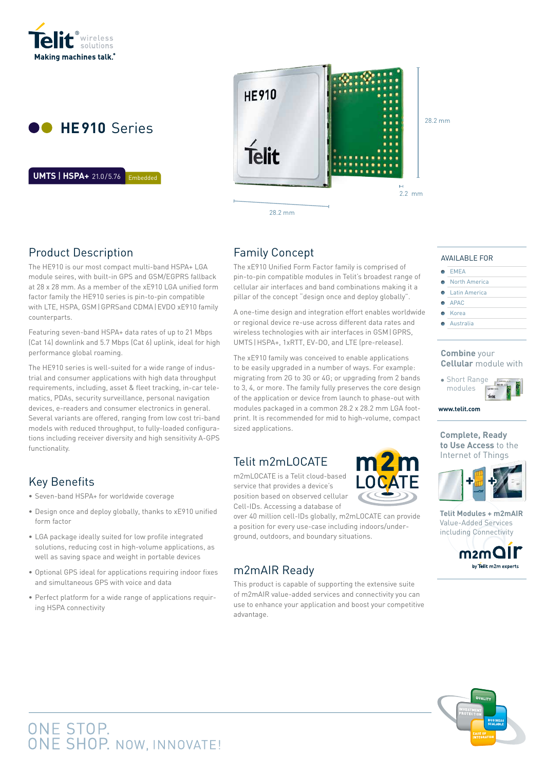Telit wireless solutions

Making machines talk.

# HE910 Series

**UMTS | HSPA+** 21.0/5.76 Embedded

28.2 mm

2.2 mm

28.2 mm

## Product Description

The HE910 is our most compact multi-band HSPA+ LGA module seires, with built-in GPS and GSM/EGPRS fallback at 28 x 28 mm. As a member of the xE910 LGA unified form factor family the HE910 series is pin-to-pin compatible with LTE, HSPA, GSM | GPRSand CDMA | EVDO xE910 family counterparts.

Featuring seven-band HSPA+ data rates of up to 21 Mbps (Cat 14) downlink and 5.7 Mbps (Cat 6) uplink, ideal for high performance global roaming.

The HE910 series is well-suited for a wide range of industrial and consumer applications with high data throughput requirements, including, asset & fleet tracking, in-car telematics, PDAs, security surveillance, personal navigation devices, e-readers and consumer electronics in general. Several variants are offered, ranging from low cost tri-band models with reduced throughput, to fully-loaded configurations including receiver diversity and high sensitivity A-GPS functionality.

## Key Benefits

- Seven-band HSPA+ for worldwide coverage
- Design once and deploy globally, thanks to xE910 unified form factor
- LGA package ideally suited for low profile integrated solutions, reducing cost in high-volume applications, as well as saving space and weight in portable devices
- Optional GPS ideal for applications requiring indoor fixes and simultaneous GPS with voice and data
- Perfect platform for a wide range of applications requiring HSPA connectivity

## Family Concept

The xE910 Unified Form Factor family is comprised of pin-to-pin compatible modules in Telit's broadest range of cellular air interfaces and band combinations making it a pillar of the concept "design once and deploy globally".

A one-time design and integration effort enables worldwide or regional device re-use across different data rates and wireless technologies with air interfaces in GSM | GPRS, UMTS | HSPA+, 1xRTT, EV-DO, and LTE (pre-release).

The xE910 family was conceived to enable applications to be easily upgraded in a number of ways. For example: migrating from 2G to 3G or 4G; or upgrading from 2 bands to 3, 4, or more. The family fully preserves the core design of the application or device from launch to phase-out with modules packaged in a common 28.2 x 28.2 mm LGA footprint. It is recommended for mid to high-volume, compact sized applications.

## Telit m2mLOCATE

m2mLOCATE is a Telit cloud-based service that provides a device's position based on observed cellular Cell-IDs. Accessing a database of over 40 million cell-IDs globally, m2mLOCATE can provide a position for every use-case including indoors/underground, outdoors, and boundary situations.

## m2mAIR Ready

This product is capable of supporting the extensive suite of m2mAIR value-added services and connectivity you can use to enhance your application and boost your competitive advantage.

### AVAILABLE FOR

- EMEA
- North America
- Latin America
- APAC
- Korea
- Australia

**Combine** your **Cellular** module with

- Short Range modules

www.telit.com

**Complete, Ready to Use Access** to the Internet of Things

**Telit Modules + m2mAIR** Value-Added Services including Connectivity

m2mair by Telit m2m experts

ONE STOP.
ONE SHOP. NOW, INNOVATE!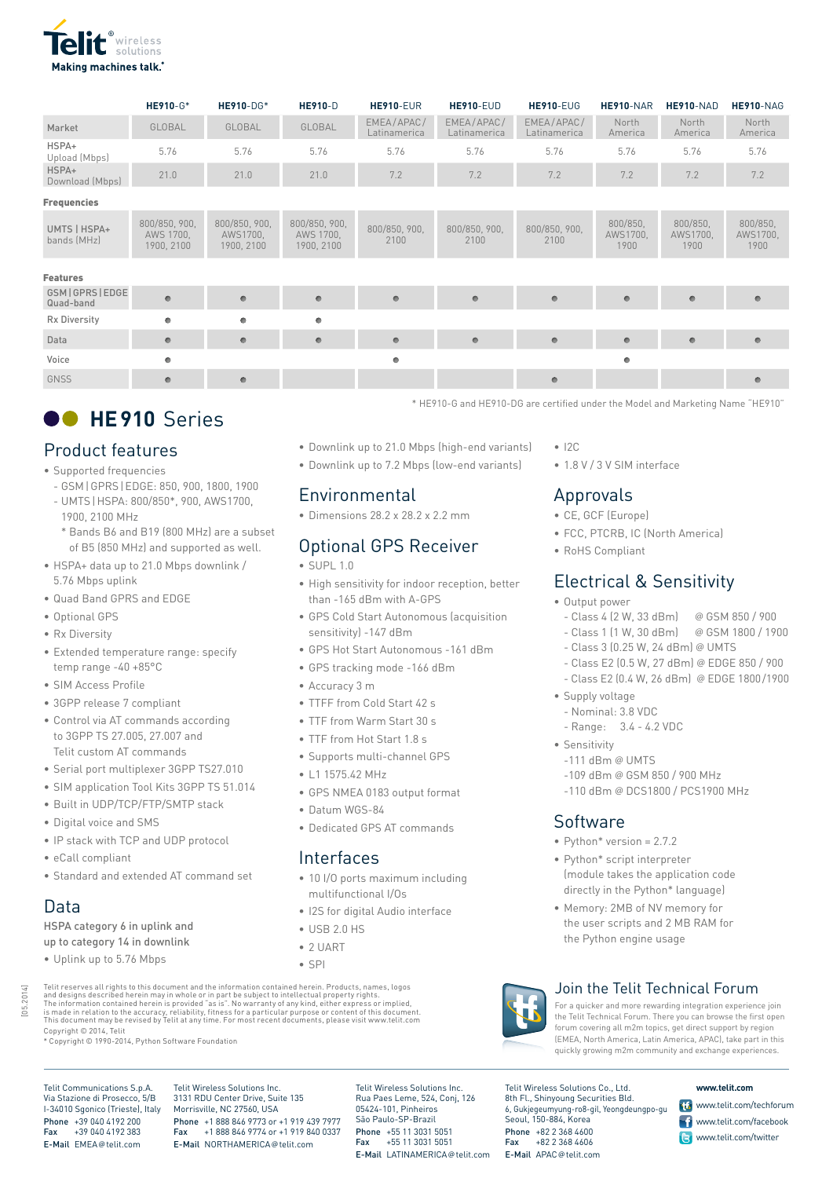Telit wireless solutions
Making machines talk.®

| | HE910-G* | HE910-DG* | HE910-D | HE910-EUR | HE910-EUD | HE910-EUG | HE910-NAR | HE910-NAD | HE910-NAG |
|---|---|---|---|---|---|---|---|---|---|
| Market | GLOBAL | GLOBAL | GLOBAL | EMEA/APAC/ Latinamerica | EMEA/APAC/ Latinamerica | EMEA/APAC/ Latinamerica | North America | North America | North America |
| HSPA+ Upload (Mbps) | 5.76 | 5.76 | 5.76 | 5.76 | 5.76 | 5.76 | 5.76 | 5.76 | 5.76 |
| HSPA+ Download (Mbps) | 21.0 | 21.0 | 21.0 | 7.2 | 7.2 | 7.2 | 7.2 | 7.2 | 7.2 |
| **Frequencies** | | | | | | | | | |
| UMTS \| HSPA+ bands (MHz) | 800/850, 900, AWS 1700, 1900, 2100 | 800/850, 900, AWS1700, 1900, 2100 | 800/850, 900, AWS 1700, 1900, 2100 | 800/850, 900, 2100 | 800/850, 900, 2100 | 800/850, 900, 2100 | 800/850, AWS1700, 1900 | 800/850, AWS1700, 1900 | 800/850, AWS1700, 1900 |
| **Features** | | | | | | | | | |
| GSM \| GPRS \| EDGE Quad-band | ● | ● | ● | ● | ● | ● | ● | ● | ● |
| Rx Diversity | ● | ● | ● | | | | | | |
| Data | ● | ● | ● | ● | ● | ● | ● | ● | ● |
| Voice | ● | | | ● | | | ● | | |
| GNSS | ● | ● | | | | ● | | | ● |

* HE910-G and HE910-DG are certified under the Model and Marketing Name "HE910"

# HE910 Series

## Product features

- Supported frequencies
  - GSM | GPRS | EDGE: 850, 900, 1800, 1900
  - UMTS | HSPA: 800/850*, 900, AWS1700, 1900, 2100 MHz
    * Bands B6 and B19 (800 MHz) are a subset of B5 (850 MHz) and supported as well.
- HSPA+ data up to 21.0 Mbps downlink / 5.76 Mbps uplink
- Quad Band GPRS and EDGE
- Optional GPS
- Rx Diversity
- Extended temperature range: specify temp range -40 +85°C
- SIM Access Profile
- 3GPP release 7 compliant
- Control via AT commands according to 3GPP TS 27.005, 27.007 and Telit custom AT commands
- Serial port multiplexer 3GPP TS27.010
- SIM application Tool Kits 3GPP TS 51.014
- Built in UDP/TCP/FTP/SMTP stack
- Digital voice and SMS
- IP stack with TCP and UDP protocol
- eCall compliant
- Standard and extended AT command set

## Data

HSPA category 6 in uplink and up to category 14 in downlink

- Uplink up to 5.76 Mbps
- Downlink up to 21.0 Mbps (high-end variants)
- Downlink up to 7.2 Mbps (low-end variants)

## Environmental

- Dimensions 28.2 x 28.2 x 2.2 mm

## Optional GPS Receiver

- SUPL 1.0
- High sensitivity for indoor reception, better than -165 dBm with A-GPS
- GPS Cold Start Autonomous (acquisition sensitivity) -147 dBm
- GPS Hot Start Autonomous -161 dBm
- GPS tracking mode -166 dBm
- Accuracy 3 m
- TTFF from Cold Start 42 s
- TTF from Warm Start 30 s
- TTF from Hot Start 1.8 s
- Supports multi-channel GPS
- L1 1575.42 MHz
- GPS NMEA 0183 output format
- Datum WGS-84
- Dedicated GPS AT commands

## Interfaces

- 10 I/O ports maximum including multifunctional I/Os
- I2S for digital Audio interface
- USB 2.0 HS
- 2 UART
- SPI
- I2C
- 1.8 V / 3 V SIM interface

## Approvals

- CE, GCF (Europe)
- FCC, PTCRB, IC (North America)
- RoHS Compliant

## Electrical & Sensitivity

- Output power
  - Class 4 (2 W, 33 dBm) @ GSM 850 / 900
  - Class 1 (1 W, 30 dBm) @ GSM 1800 / 1900
  - Class 3 (0.25 W, 24 dBm) @ UMTS
  - Class E2 (0.5 W, 27 dBm) @ EDGE 850 / 900
  - Class E2 (0.4 W, 26 dBm) @ EDGE 1800/1900
- Supply voltage
  - Nominal: 3.8 VDC
  - Range: 3.4 - 4.2 VDC
- Sensitivity
  - -111 dBm @ UMTS
  - -109 dBm @ GSM 850 / 900 MHz
  - -110 dBm @ DCS1800 / PCS1900 MHz

## Software

- Python* version = 2.7.2
- Python* script interpreter (module takes the application code directly in the Python* language)
- Memory: 2MB of NV memory for the user scripts and 2 MB RAM for the Python engine usage

Telit reserves all rights to this document and the information contained herein. Products, names, logos and designs described herein may in whole or in part be subject to intellectual property rights. The information contained herein is provided "as is". No warranty of any kind, either express or implied, is made in relation to the accuracy, reliability, fitness for a particular purpose or content of this document. This document may be revised by Telit at any time. For most recent documents, please visit www.telit.com
Copyright © 2014, Telit
* Copyright © 1990-2014, Python Software Foundation

[05.2014]

## Join the Telit Technical Forum

For a quicker and more rewarding integration experience join the Telit Technical Forum. There you can browse the first open forum covering all m2m topics, get direct support by region (EMEA, North America, Latin America, APAC), take part in this quickly growing m2m community and exchange experiences.

Telit Communications S.p.A.
Via Stazione di Prosecco, 5/B
I-34010 Sgonico (Trieste), Italy
**Phone** +39 040 4192 200
**Fax** +39 040 4192 383
**E-Mail** EMEA@telit.com

Telit Wireless Solutions Inc.
3131 RDU Center Drive, Suite 135
Morrisville, NC 27560, USA
**Phone** +1 888 846 9773 or +1 919 439 7977
**Fax** +1 888 846 9774 or +1 919 840 0337
**E-Mail** NORTHAMERICA@telit.com

Telit Wireless Solutions Inc.
Rua Paes Leme, 524, Conj, 126
05424-101, Pinheiros
São Paulo-SP-Brazil
**Phone** +55 11 3031 5051
**Fax** +55 11 3031 5051
**E-Mail** LATINAMERICA@telit.com

Telit Wireless Solutions Co., Ltd.
8th Fl., Shinyoung Securities Bld.
6, Gukjegeumyung-ro8-gil, Yeongdeungpo-gu
Seoul, 150-884, Korea
**Phone** +82 2 368 4600
**Fax** +82 2 368 4606
**E-Mail** APAC@telit.com

**www.telit.com**
www.telit.com/techforum
www.telit.com/facebook
www.telit.com/twitter